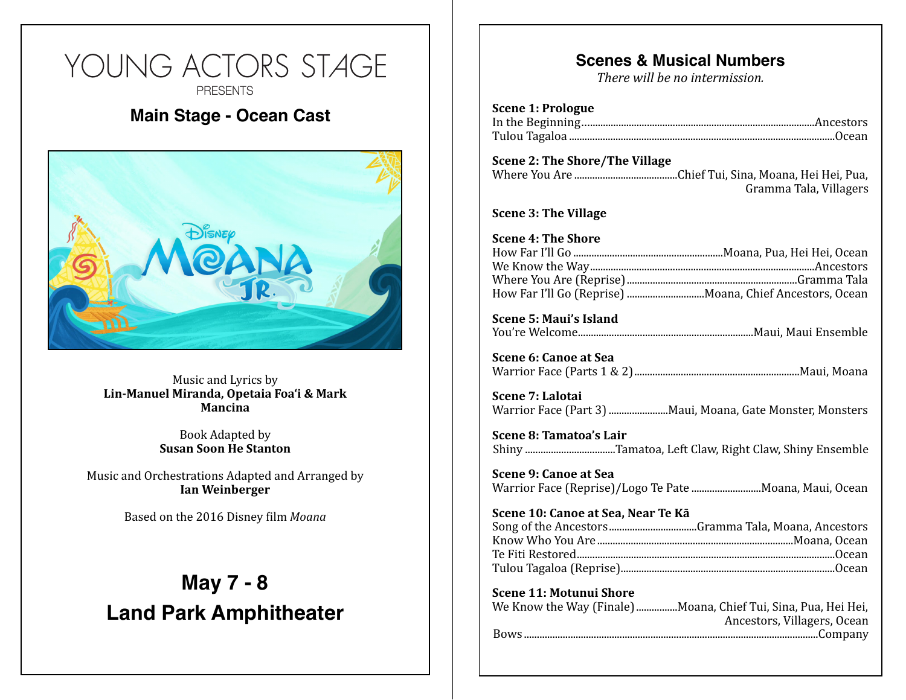# YOUNG ACTORS STAGE

PRESENTS

## Main Stage - Ocean Cast

Music and Lyrics by
**Lin-Manuel Miranda, Opetaia Foa'i & Mark Mancina**

Book Adapted by
**Susan Soon He Stanton**

Music and Orchestrations Adapted and Arranged by
**Ian Weinberger**

Based on the 2016 Disney film *Moana*

## May 7 - 8

## Land Park Amphitheater

## Scenes & Musical Numbers

*There will be no intermission.*

**Scene 1: Prologue**
In the Beginning........Ancestors
Tulou Tagaloa........Ocean

**Scene 2: The Shore/The Village**
Where You Are........Chief Tui, Sina, Moana, Hei Hei, Pua, Gramma Tala, Villagers

**Scene 3: The Village**

**Scene 4: The Shore**
How Far I'll Go........Moana, Pua, Hei Hei, Ocean
We Know the Way........Ancestors
Where You Are (Reprise)........Gramma Tala
How Far I'll Go (Reprise)........Moana, Chief Ancestors, Ocean

**Scene 5: Maui's Island**
You're Welcome........Maui, Maui Ensemble

**Scene 6: Canoe at Sea**
Warrior Face (Parts 1 & 2)........Maui, Moana

**Scene 7: Lalotai**
Warrior Face (Part 3)........Maui, Moana, Gate Monster, Monsters

**Scene 8: Tamatoa's Lair**
Shiny........Tamatoa, Left Claw, Right Claw, Shiny Ensemble

**Scene 9: Canoe at Sea**
Warrior Face (Reprise)/Logo Te Pate........Moana, Maui, Ocean

**Scene 10: Canoe at Sea, Near Te Kā**
Song of the Ancestors........Gramma Tala, Moana, Ancestors
Know Who You Are........Moana, Ocean
Te Fiti Restored........Ocean
Tulou Tagaloa (Reprise)........Ocean

**Scene 11: Motunui Shore**
We Know the Way (Finale)........Moana, Chief Tui, Sina, Pua, Hei Hei, Ancestors, Villagers, Ocean
Bows........Company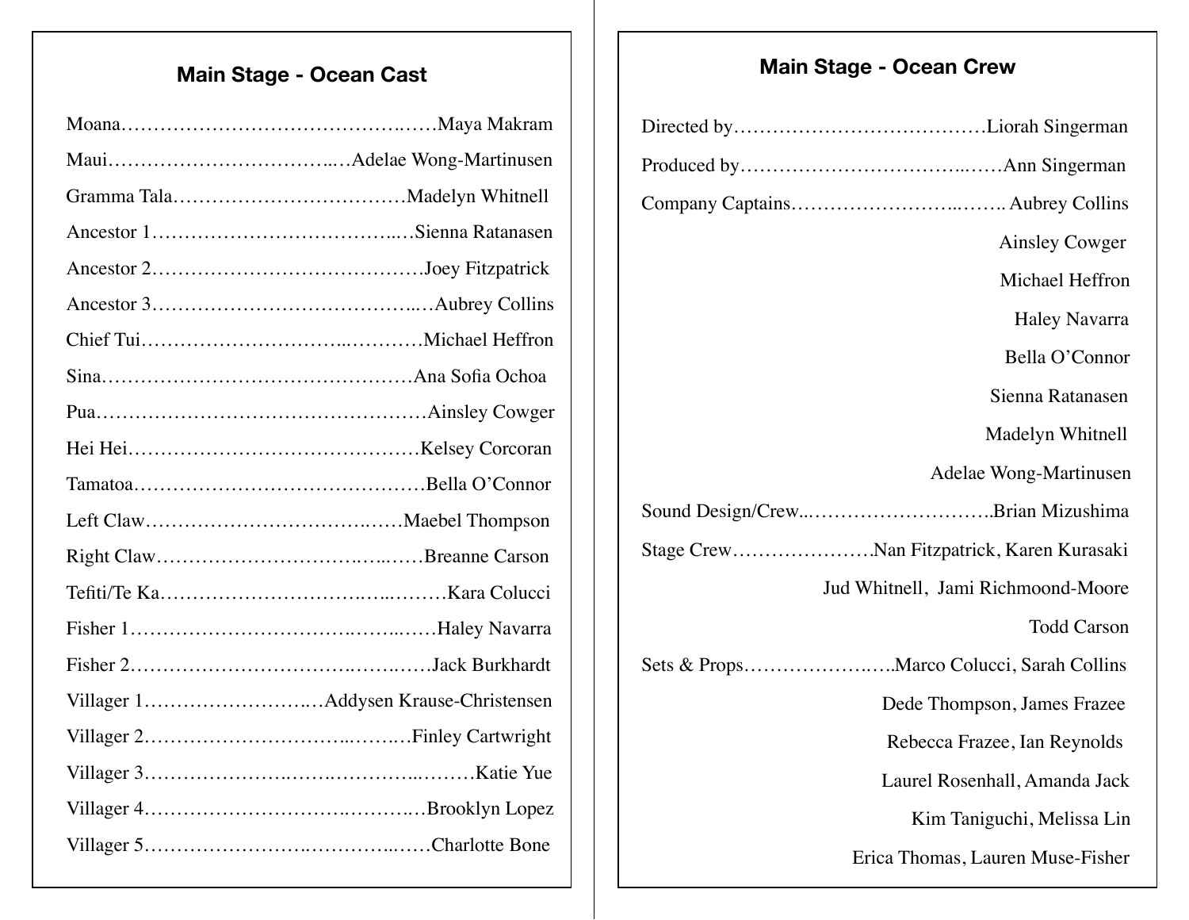## Main Stage - Ocean Cast

Moana……………………………………….……Maya Makram

Maui………………………………..…Adelae Wong-Martinusen

Gramma Tala………………………………Madelyn Whitnell

Ancestor 1………………………………..…Sienna Ratanasen

Ancestor 2…………………………….……Joey Fitzpatrick

Ancestor 3…………………………………..…Aubrey Collins

Chief Tui…………………………...…………Michael Heffron

Sina…………………………………………Ana Sofia Ochoa

Pua……………………………………………Ainsley Cowger

Hei Hei………………………………………Kelsey Corcoran

Tamatoa………………………………………Bella O'Connor

Left Claw…………………………….……Maebel Thompson

Right Claw………………………….…...……Breanne Carson

Tefiti/Te Ka…………………………….…..………Kara Colucci

Fisher 1…………………………….……..……Haley Navarra

Fisher 2…………………………….…….……Jack Burkhardt

Villager 1…………………….…Addysen Krause-Christensen

Villager 2…………………………..……..…Finley Cartwright

Villager 3…………………….…….………..………Katie Yue

Villager 4…………………………….……….…Brooklyn Lopez

Villager 5……………………….…………..……Charlotte Bone

## Main Stage - Ocean Crew

Directed by…………………………………Liorah Singerman

Produced by……………………………..……Ann Singerman

Company Captains…………………….……. Aubrey Collins
Ainsley Cowger
Michael Heffron
Haley Navarra
Bella O'Connor
Sienna Ratanasen
Madelyn Whitnell
Adelae Wong-Martinusen

Sound Design/Crew..……………………….Brian Mizushima

Stage Crew………………….Nan Fitzpatrick, Karen Kurasaki
Jud Whitnell, Jami Richmond-Moore
Todd Carson

Sets & Props…………………..…..Marco Colucci, Sarah Collins
Dede Thompson, James Frazee
Rebecca Frazee, Ian Reynolds
Laurel Rosenhall, Amanda Jack
Kim Taniguchi, Melissa Lin
Erica Thomas, Lauren Muse-Fisher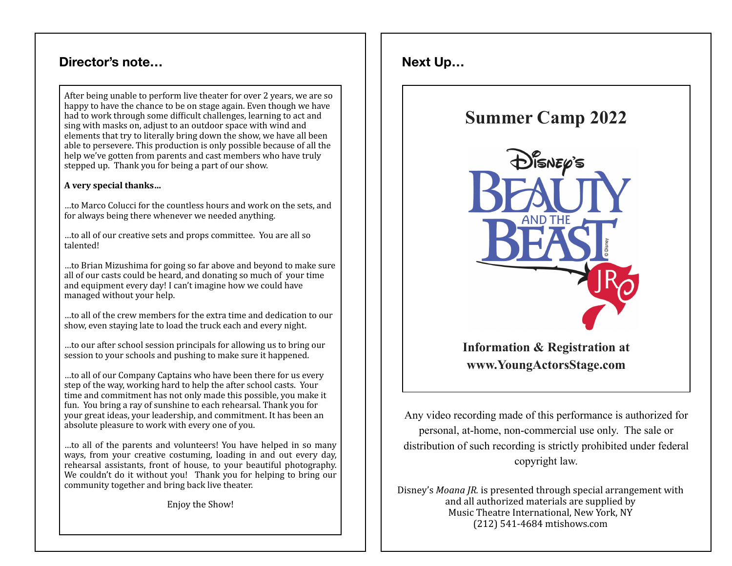## Director's note…

After being unable to perform live theater for over 2 years, we are so happy to have the chance to be on stage again. Even though we have had to work through some difficult challenges, learning to act and sing with masks on, adjust to an outdoor space with wind and elements that try to literally bring down the show, we have all been able to persevere. This production is only possible because of all the help we've gotten from parents and cast members who have truly stepped up. Thank you for being a part of our show.

**A very special thanks…**

…to Marco Colucci for the countless hours and work on the sets, and for always being there whenever we needed anything.

…to all of our creative sets and props committee. You are all so talented!

…to Brian Mizushima for going so far above and beyond to make sure all of our casts could be heard, and donating so much of your time and equipment every day! I can't imagine how we could have managed without your help.

…to all of the crew members for the extra time and dedication to our show, even staying late to load the truck each and every night.

…to our after school session principals for allowing us to bring our session to your schools and pushing to make sure it happened.

…to all of our Company Captains who have been there for us every step of the way, working hard to help the after school casts. Your time and commitment has not only made this possible, you make it fun. You bring a ray of sunshine to each rehearsal. Thank you for your great ideas, your leadership, and commitment. It has been an absolute pleasure to work with every one of you.

…to all of the parents and volunteers! You have helped in so many ways, from your creative costuming, loading in and out every day, rehearsal assistants, front of house, to your beautiful photography. We couldn't do it without you! Thank you for helping to bring our community together and bring back live theater.

Enjoy the Show!

## Next Up…

# Summer Camp 2022

Disney's
BEAUTY AND THE BEAST
JR
© Disney

**Information & Registration at**
**www.YoungActorsStage.com**

Any video recording made of this performance is authorized for personal, at-home, non-commercial use only. The sale or distribution of such recording is strictly prohibited under federal copyright law.

Disney's *Moana JR.* is presented through special arrangement with and all authorized materials are supplied by Music Theatre International, New York, NY (212) 541-4684 mtishows.com